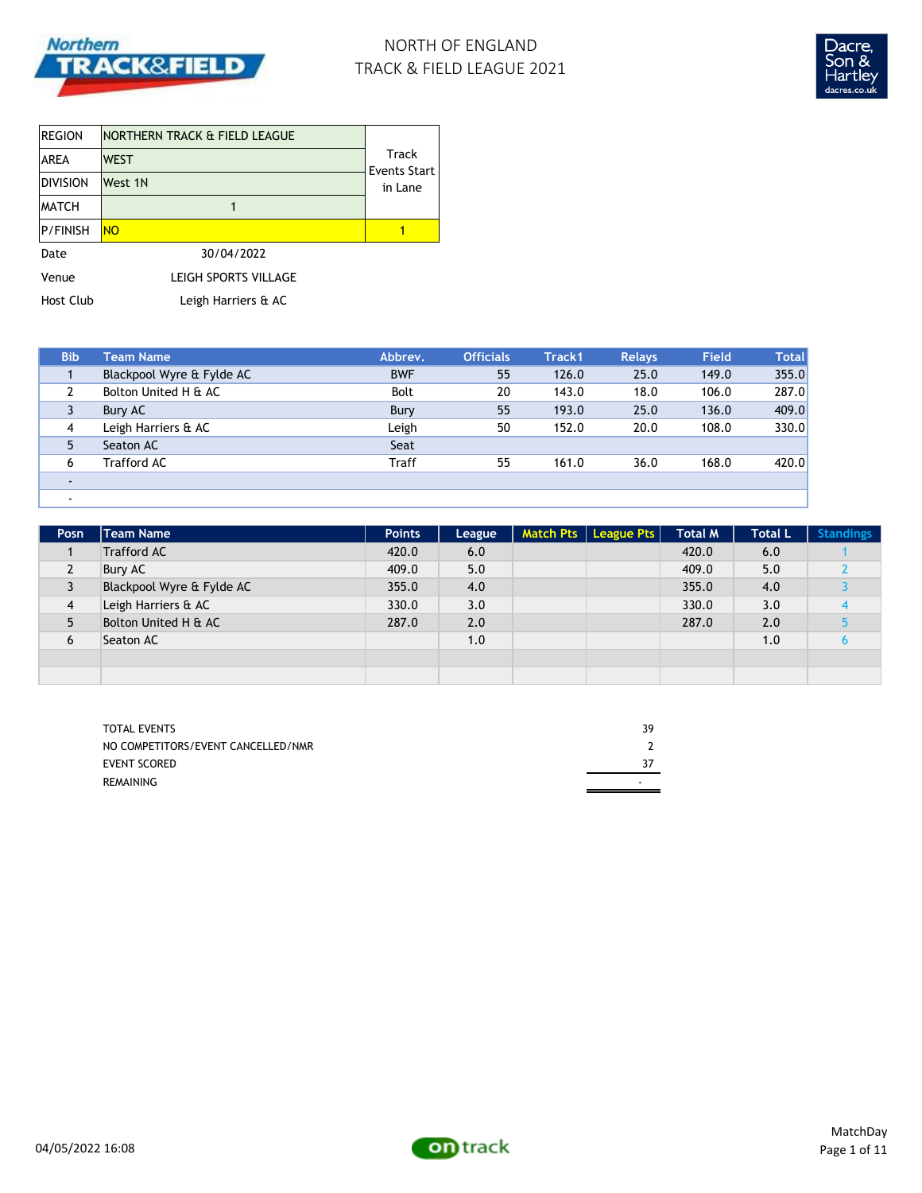# NORTH OF ENGLAND
# TRACK & FIELD LEAGUE 2021

| REGION | NORTHERN TRACK & FIELD LEAGUE | Track Events Start in Lane |
|---|---|---|
| AREA | WEST | |
| DIVISION | West 1N | |
| MATCH | 1 | |
| P/FINISH | NO | 1 |

Date 30/04/2022

Venue LEIGH SPORTS VILLAGE

Host Club Leigh Harriers & AC

| Bib | Team Name | Abbrev. | Officials | Track1 | Relays | Field | Total |
|---|---|---|---|---|---|---|---|
| 1 | Blackpool Wyre & Fylde AC | BWF | 55 | 126.0 | 25.0 | 149.0 | 355.0 |
| 2 | Bolton United H & AC | Bolt | 20 | 143.0 | 18.0 | 106.0 | 287.0 |
| 3 | Bury AC | Bury | 55 | 193.0 | 25.0 | 136.0 | 409.0 |
| 4 | Leigh Harriers & AC | Leigh | 50 | 152.0 | 20.0 | 108.0 | 330.0 |
| 5 | Seaton AC | Seat | | | | | |
| 6 | Trafford AC | Traff | 55 | 161.0 | 36.0 | 168.0 | 420.0 |
| - | | | | | | | |
| - | | | | | | | |

| Posn | Team Name | Points | League | Match Pts | League Pts | Total M | Total L | Standings |
|---|---|---|---|---|---|---|---|---|
| 1 | Trafford AC | 420.0 | 6.0 | | | 420.0 | 6.0 | 1 |
| 2 | Bury AC | 409.0 | 5.0 | | | 409.0 | 5.0 | 2 |
| 3 | Blackpool Wyre & Fylde AC | 355.0 | 4.0 | | | 355.0 | 4.0 | 3 |
| 4 | Leigh Harriers & AC | 330.0 | 3.0 | | | 330.0 | 3.0 | 4 |
| 5 | Bolton United H & AC | 287.0 | 2.0 | | | 287.0 | 2.0 | 5 |
| 6 | Seaton AC | | 1.0 | | | | 1.0 | 6 |

| | |
|---|---|
| TOTAL EVENTS | 39 |
| NO COMPETITORS/EVENT CANCELLED/NMR | 2 |
| EVENT SCORED | 37 |
| REMAINING | - |

04/05/2022 16:08

MatchDay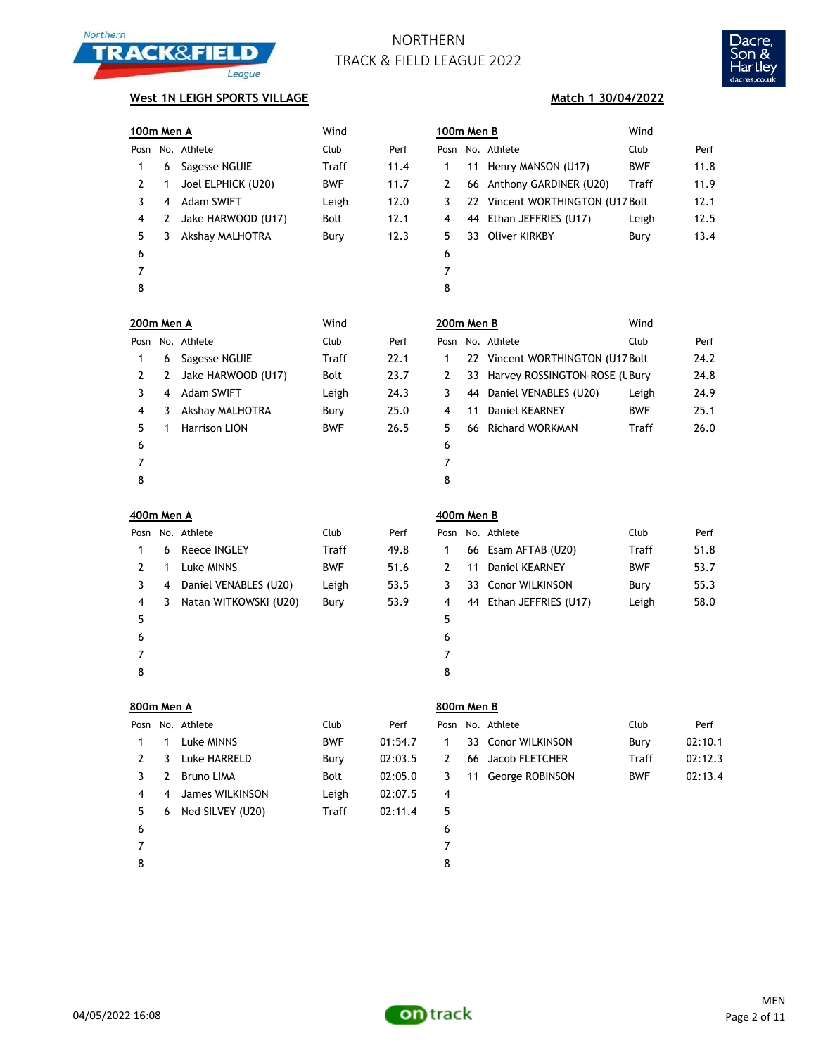# NORTHERN TRACK & FIELD LEAGUE 2022

**West 1N LEIGH SPORTS VILLAGE** | **Match 1 30/04/2022**

### 100m Men A

Wind

| Posn | No. | Athlete | Club | Perf |
|---|---|---|---|---|
| 1 | 6 | Sagesse NGUIE | Traff | 11.4 |
| 2 | 1 | Joel ELPHICK (U20) | BWF | 11.7 |
| 3 | 4 | Adam SWIFT | Leigh | 12.0 |
| 4 | 2 | Jake HARWOOD (U17) | Bolt | 12.1 |
| 5 | 3 | Akshay MALHOTRA | Bury | 12.3 |
| 6 | | | | |
| 7 | | | | |
| 8 | | | | |

### 100m Men B

Wind

| Posn | No. | Athlete | Club | Perf |
|---|---|---|---|---|
| 1 | 11 | Henry MANSON (U17) | BWF | 11.8 |
| 2 | 66 | Anthony GARDINER (U20) | Traff | 11.9 |
| 3 | 22 | Vincent WORTHINGTON (U17 | Bolt | 12.1 |
| 4 | 44 | Ethan JEFFRIES (U17) | Leigh | 12.5 |
| 5 | 33 | Oliver KIRKBY | Bury | 13.4 |
| 6 | | | | |
| 7 | | | | |
| 8 | | | | |

### 200m Men A

Wind

| Posn | No. | Athlete | Club | Perf |
|---|---|---|---|---|
| 1 | 6 | Sagesse NGUIE | Traff | 22.1 |
| 2 | 2 | Jake HARWOOD (U17) | Bolt | 23.7 |
| 3 | 4 | Adam SWIFT | Leigh | 24.3 |
| 4 | 3 | Akshay MALHOTRA | Bury | 25.0 |
| 5 | 1 | Harrison LION | BWF | 26.5 |
| 6 | | | | |
| 7 | | | | |
| 8 | | | | |

### 200m Men B

Wind

| Posn | No. | Athlete | Club | Perf |
|---|---|---|---|---|
| 1 | 22 | Vincent WORTHINGTON (U17 | Bolt | 24.2 |
| 2 | 33 | Harvey ROSSINGTON-ROSE (U | Bury | 24.8 |
| 3 | 44 | Daniel VENABLES (U20) | Leigh | 24.9 |
| 4 | 11 | Daniel KEARNEY | BWF | 25.1 |
| 5 | 66 | Richard WORKMAN | Traff | 26.0 |
| 6 | | | | |
| 7 | | | | |
| 8 | | | | |

### 400m Men A

| Posn | No. | Athlete | Club | Perf |
|---|---|---|---|---|
| 1 | 6 | Reece INGLEY | Traff | 49.8 |
| 2 | 1 | Luke MINNS | BWF | 51.6 |
| 3 | 4 | Daniel VENABLES (U20) | Leigh | 53.5 |
| 4 | 3 | Natan WITKOWSKI (U20) | Bury | 53.9 |
| 5 | | | | |
| 6 | | | | |
| 7 | | | | |
| 8 | | | | |

### 400m Men B

| Posn | No. | Athlete | Club | Perf |
|---|---|---|---|---|
| 1 | 66 | Esam AFTAB (U20) | Traff | 51.8 |
| 2 | 11 | Daniel KEARNEY | BWF | 53.7 |
| 3 | 33 | Conor WILKINSON | Bury | 55.3 |
| 4 | 44 | Ethan JEFFRIES (U17) | Leigh | 58.0 |
| 5 | | | | |
| 6 | | | | |
| 7 | | | | |
| 8 | | | | |

### 800m Men A

| Posn | No. | Athlete | Club | Perf |
|---|---|---|---|---|
| 1 | 1 | Luke MINNS | BWF | 01:54.7 |
| 2 | 3 | Luke HARRELD | Bury | 02:03.5 |
| 3 | 2 | Bruno LIMA | Bolt | 02:05.0 |
| 4 | 4 | James WILKINSON | Leigh | 02:07.5 |
| 5 | 6 | Ned SILVEY (U20) | Traff | 02:11.4 |
| 6 | | | | |
| 7 | | | | |
| 8 | | | | |

### 800m Men B

| Posn | No. | Athlete | Club | Perf |
|---|---|---|---|---|
| 1 | 33 | Conor WILKINSON | Bury | 02:10.1 |
| 2 | 66 | Jacob FLETCHER | Traff | 02:12.3 |
| 3 | 11 | George ROBINSON | BWF | 02:13.4 |
| 4 | | | | |
| 5 | | | | |
| 6 | | | | |
| 7 | | | | |
| 8 | | | | |

04/05/2022 16:08

MEN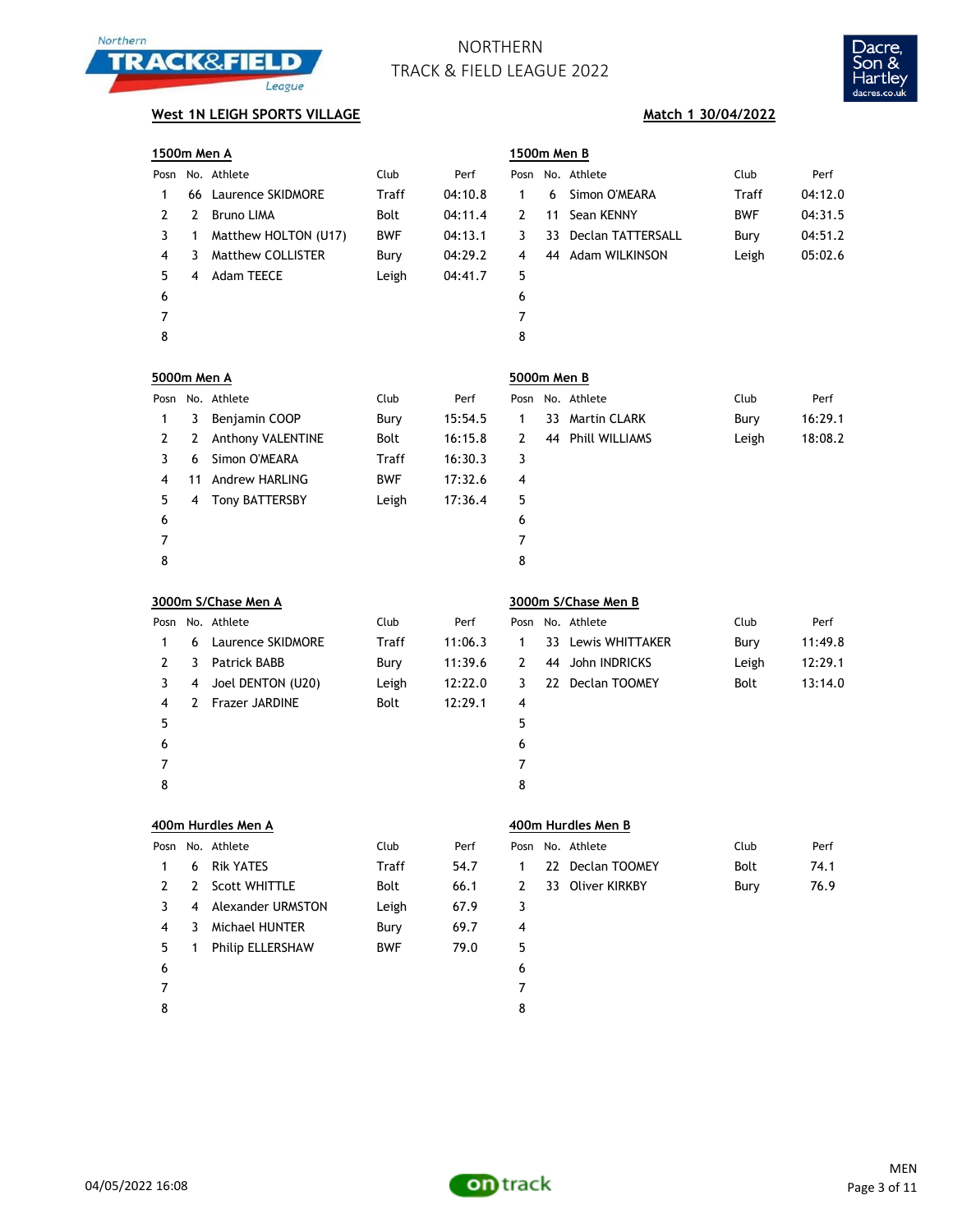# NORTHERN TRACK & FIELD LEAGUE 2022

**West 1N LEIGH SPORTS VILLAGE** — **Match 1 30/04/2022**

### 1500m Men A

| Posn | No. | Athlete | Club | Perf |
|---|---|---|---|---|
| 1 | 66 | Laurence SKIDMORE | Traff | 04:10.8 |
| 2 | 2 | Bruno LIMA | Bolt | 04:11.4 |
| 3 | 1 | Matthew HOLTON (U17) | BWF | 04:13.1 |
| 4 | 3 | Matthew COLLISTER | Bury | 04:29.2 |
| 5 | 4 | Adam TEECE | Leigh | 04:41.7 |
| 6 | | | | |
| 7 | | | | |
| 8 | | | | |

### 1500m Men B

| Posn | No. | Athlete | Club | Perf |
|---|---|---|---|---|
| 1 | 6 | Simon O'MEARA | Traff | 04:12.0 |
| 2 | 11 | Sean KENNY | BWF | 04:31.5 |
| 3 | 33 | Declan TATTERSALL | Bury | 04:51.2 |
| 4 | 44 | Adam WILKINSON | Leigh | 05:02.6 |
| 5 | | | | |
| 6 | | | | |
| 7 | | | | |
| 8 | | | | |

### 5000m Men A

| Posn | No. | Athlete | Club | Perf |
|---|---|---|---|---|
| 1 | 3 | Benjamin COOP | Bury | 15:54.5 |
| 2 | 2 | Anthony VALENTINE | Bolt | 16:15.8 |
| 3 | 6 | Simon O'MEARA | Traff | 16:30.3 |
| 4 | 11 | Andrew HARLING | BWF | 17:32.6 |
| 5 | 4 | Tony BATTERSBY | Leigh | 17:36.4 |
| 6 | | | | |
| 7 | | | | |
| 8 | | | | |

### 5000m Men B

| Posn | No. | Athlete | Club | Perf |
|---|---|---|---|---|
| 1 | 33 | Martin CLARK | Bury | 16:29.1 |
| 2 | 44 | Phill WILLIAMS | Leigh | 18:08.2 |
| 3 | | | | |
| 4 | | | | |
| 5 | | | | |
| 6 | | | | |
| 7 | | | | |
| 8 | | | | |

### 3000m S/Chase Men A

| Posn | No. | Athlete | Club | Perf |
|---|---|---|---|---|
| 1 | 6 | Laurence SKIDMORE | Traff | 11:06.3 |
| 2 | 3 | Patrick BABB | Bury | 11:39.6 |
| 3 | 4 | Joel DENTON (U20) | Leigh | 12:22.0 |
| 4 | 2 | Frazer JARDINE | Bolt | 12:29.1 |
| 5 | | | | |
| 6 | | | | |
| 7 | | | | |
| 8 | | | | |

### 3000m S/Chase Men B

| Posn | No. | Athlete | Club | Perf |
|---|---|---|---|---|
| 1 | 33 | Lewis WHITTAKER | Bury | 11:49.8 |
| 2 | 44 | John INDRICKS | Leigh | 12:29.1 |
| 3 | 22 | Declan TOOMEY | Bolt | 13:14.0 |
| 4 | | | | |
| 5 | | | | |
| 6 | | | | |
| 7 | | | | |
| 8 | | | | |

### 400m Hurdles Men A

| Posn | No. | Athlete | Club | Perf |
|---|---|---|---|---|
| 1 | 6 | Rik YATES | Traff | 54.7 |
| 2 | 2 | Scott WHITTLE | Bolt | 66.1 |
| 3 | 4 | Alexander URMSTON | Leigh | 67.9 |
| 4 | 3 | Michael HUNTER | Bury | 69.7 |
| 5 | 1 | Philip ELLERSHAW | BWF | 79.0 |
| 6 | | | | |
| 7 | | | | |
| 8 | | | | |

### 400m Hurdles Men B

| Posn | No. | Athlete | Club | Perf |
|---|---|---|---|---|
| 1 | 22 | Declan TOOMEY | Bolt | 74.1 |
| 2 | 33 | Oliver KIRKBY | Bury | 76.9 |
| 3 | | | | |
| 4 | | | | |
| 5 | | | | |
| 6 | | | | |
| 7 | | | | |
| 8 | | | | |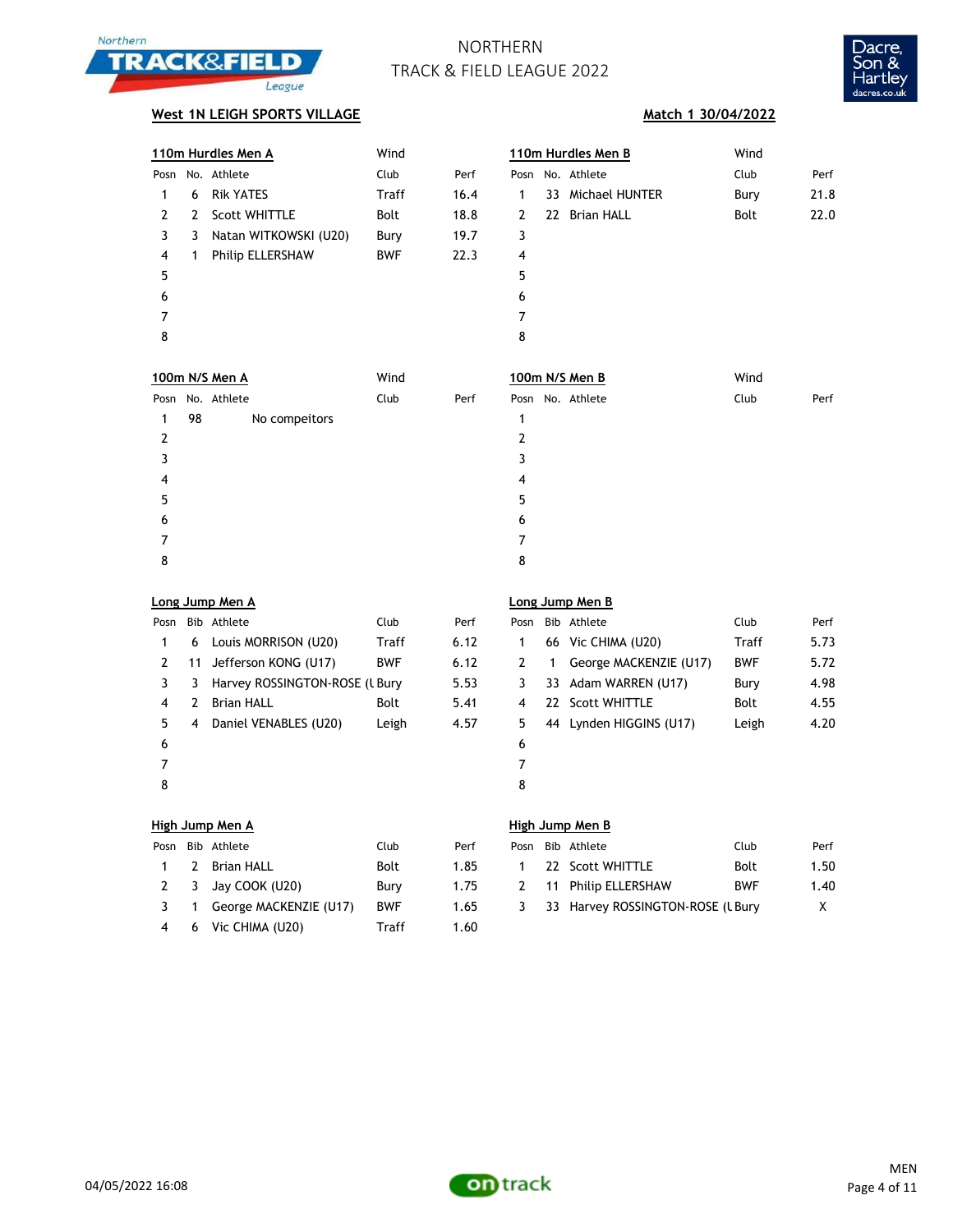# NORTHERN TRACK & FIELD LEAGUE 2022

**West 1N LEIGH SPORTS VILLAGE** — **Match 1 30/04/2022**

### 110m Hurdles Men A

Wind

| Posn | No. | Athlete | Club | Perf |
|---|---|---|---|---|
| 1 | 6 | Rik YATES | Traff | 16.4 |
| 2 | 2 | Scott WHITTLE | Bolt | 18.8 |
| 3 | 3 | Natan WITKOWSKI (U20) | Bury | 19.7 |
| 4 | 1 | Philip ELLERSHAW | BWF | 22.3 |
| 5 | | | | |
| 6 | | | | |
| 7 | | | | |
| 8 | | | | |

### 110m Hurdles Men B

Wind

| Posn | No. | Athlete | Club | Perf |
|---|---|---|---|---|
| 1 | 33 | Michael HUNTER | Bury | 21.8 |
| 2 | 22 | Brian HALL | Bolt | 22.0 |
| 3 | | | | |
| 4 | | | | |
| 5 | | | | |
| 6 | | | | |
| 7 | | | | |
| 8 | | | | |

### 100m N/S Men A

Wind

| Posn | No. | Athlete | Club | Perf |
|---|---|---|---|---|
| 1 | 98 | No compeitors | | |
| 2 | | | | |
| 3 | | | | |
| 4 | | | | |
| 5 | | | | |
| 6 | | | | |
| 7 | | | | |
| 8 | | | | |

### 100m N/S Men B

Wind

| Posn | No. | Athlete | Club | Perf |
|---|---|---|---|---|
| 1 | | | | |
| 2 | | | | |
| 3 | | | | |
| 4 | | | | |
| 5 | | | | |
| 6 | | | | |
| 7 | | | | |
| 8 | | | | |

### Long Jump Men A

| Posn | Bib | Athlete | Club | Perf |
|---|---|---|---|---|
| 1 | 6 | Louis MORRISON (U20) | Traff | 6.12 |
| 2 | 11 | Jefferson KONG (U17) | BWF | 6.12 |
| 3 | 3 | Harvey ROSSINGTON-ROSE (U | Bury | 5.53 |
| 4 | 2 | Brian HALL | Bolt | 5.41 |
| 5 | 4 | Daniel VENABLES (U20) | Leigh | 4.57 |
| 6 | | | | |
| 7 | | | | |
| 8 | | | | |

### Long Jump Men B

| Posn | Bib | Athlete | Club | Perf |
|---|---|---|---|---|
| 1 | 66 | Vic CHIMA (U20) | Traff | 5.73 |
| 2 | 1 | George MACKENZIE (U17) | BWF | 5.72 |
| 3 | 33 | Adam WARREN (U17) | Bury | 4.98 |
| 4 | 22 | Scott WHITTLE | Bolt | 4.55 |
| 5 | 44 | Lynden HIGGINS (U17) | Leigh | 4.20 |
| 6 | | | | |
| 7 | | | | |
| 8 | | | | |

### High Jump Men A

| Posn | Bib | Athlete | Club | Perf |
|---|---|---|---|---|
| 1 | 2 | Brian HALL | Bolt | 1.85 |
| 2 | 3 | Jay COOK (U20) | Bury | 1.75 |
| 3 | 1 | George MACKENZIE (U17) | BWF | 1.65 |
| 4 | 6 | Vic CHIMA (U20) | Traff | 1.60 |

### High Jump Men B

| Posn | Bib | Athlete | Club | Perf |
|---|---|---|---|---|
| 1 | 22 | Scott WHITTLE | Bolt | 1.50 |
| 2 | 11 | Philip ELLERSHAW | BWF | 1.40 |
| 3 | 33 | Harvey ROSSINGTON-ROSE (U | Bury | X |

04/05/2022 16:08

MEN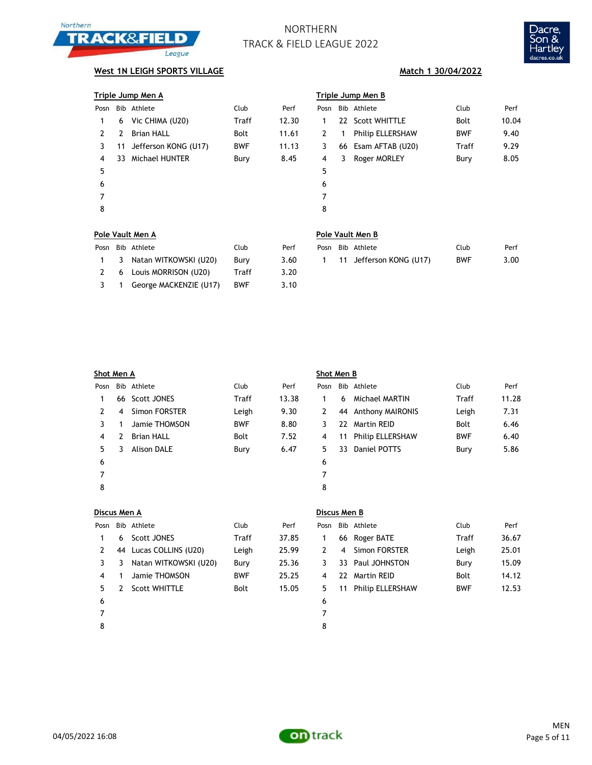# NORTHERN TRACK & FIELD LEAGUE 2022

**West 1N LEIGH SPORTS VILLAGE** — **Match 1 30/04/2022**

### Triple Jump Men A

| Posn | Bib | Athlete | Club | Perf |
|---|---|---|---|---|
| 1 | 6 | Vic CHIMA (U20) | Traff | 12.30 |
| 2 | 2 | Brian HALL | Bolt | 11.61 |
| 3 | 11 | Jefferson KONG (U17) | BWF | 11.13 |
| 4 | 33 | Michael HUNTER | Bury | 8.45 |
| 5 | | | | |
| 6 | | | | |
| 7 | | | | |
| 8 | | | | |

### Triple Jump Men B

| Posn | Bib | Athlete | Club | Perf |
|---|---|---|---|---|
| 1 | 22 | Scott WHITTLE | Bolt | 10.04 |
| 2 | 1 | Philip ELLERSHAW | BWF | 9.40 |
| 3 | 66 | Esam AFTAB (U20) | Traff | 9.29 |
| 4 | 3 | Roger MORLEY | Bury | 8.05 |
| 5 | | | | |
| 6 | | | | |
| 7 | | | | |
| 8 | | | | |

### Pole Vault Men A

| Posn | Bib | Athlete | Club | Perf |
|---|---|---|---|---|
| 1 | 3 | Natan WITKOWSKI (U20) | Bury | 3.60 |
| 2 | 6 | Louis MORRISON (U20) | Traff | 3.20 |
| 3 | 1 | George MACKENZIE (U17) | BWF | 3.10 |

### Pole Vault Men B

| Posn | Bib | Athlete | Club | Perf |
|---|---|---|---|---|
| 1 | 11 | Jefferson KONG (U17) | BWF | 3.00 |

### Shot Men A

| Posn | Bib | Athlete | Club | Perf |
|---|---|---|---|---|
| 1 | 66 | Scott JONES | Traff | 13.38 |
| 2 | 4 | Simon FORSTER | Leigh | 9.30 |
| 3 | 1 | Jamie THOMSON | BWF | 8.80 |
| 4 | 2 | Brian HALL | Bolt | 7.52 |
| 5 | 3 | Alison DALE | Bury | 6.47 |
| 6 | | | | |
| 7 | | | | |
| 8 | | | | |

### Shot Men B

| Posn | Bib | Athlete | Club | Perf |
|---|---|---|---|---|
| 1 | 6 | Michael MARTIN | Traff | 11.28 |
| 2 | 44 | Anthony MAIRONIS | Leigh | 7.31 |
| 3 | 22 | Martin REID | Bolt | 6.46 |
| 4 | 11 | Philip ELLERSHAW | BWF | 6.40 |
| 5 | 33 | Daniel POTTS | Bury | 5.86 |
| 6 | | | | |
| 7 | | | | |
| 8 | | | | |

### Discus Men A

| Posn | Bib | Athlete | Club | Perf |
|---|---|---|---|---|
| 1 | 6 | Scott JONES | Traff | 37.85 |
| 2 | 44 | Lucas COLLINS (U20) | Leigh | 25.99 |
| 3 | 3 | Natan WITKOWSKI (U20) | Bury | 25.36 |
| 4 | 1 | Jamie THOMSON | BWF | 25.25 |
| 5 | 2 | Scott WHITTLE | Bolt | 15.05 |
| 6 | | | | |
| 7 | | | | |
| 8 | | | | |

### Discus Men B

| Posn | Bib | Athlete | Club | Perf |
|---|---|---|---|---|
| 1 | 66 | Roger BATE | Traff | 36.67 |
| 2 | 4 | Simon FORSTER | Leigh | 25.01 |
| 3 | 33 | Paul JOHNSTON | Bury | 15.09 |
| 4 | 22 | Martin REID | Bolt | 14.12 |
| 5 | 11 | Philip ELLERSHAW | BWF | 12.53 |
| 6 | | | | |
| 7 | | | | |
| 8 | | | | |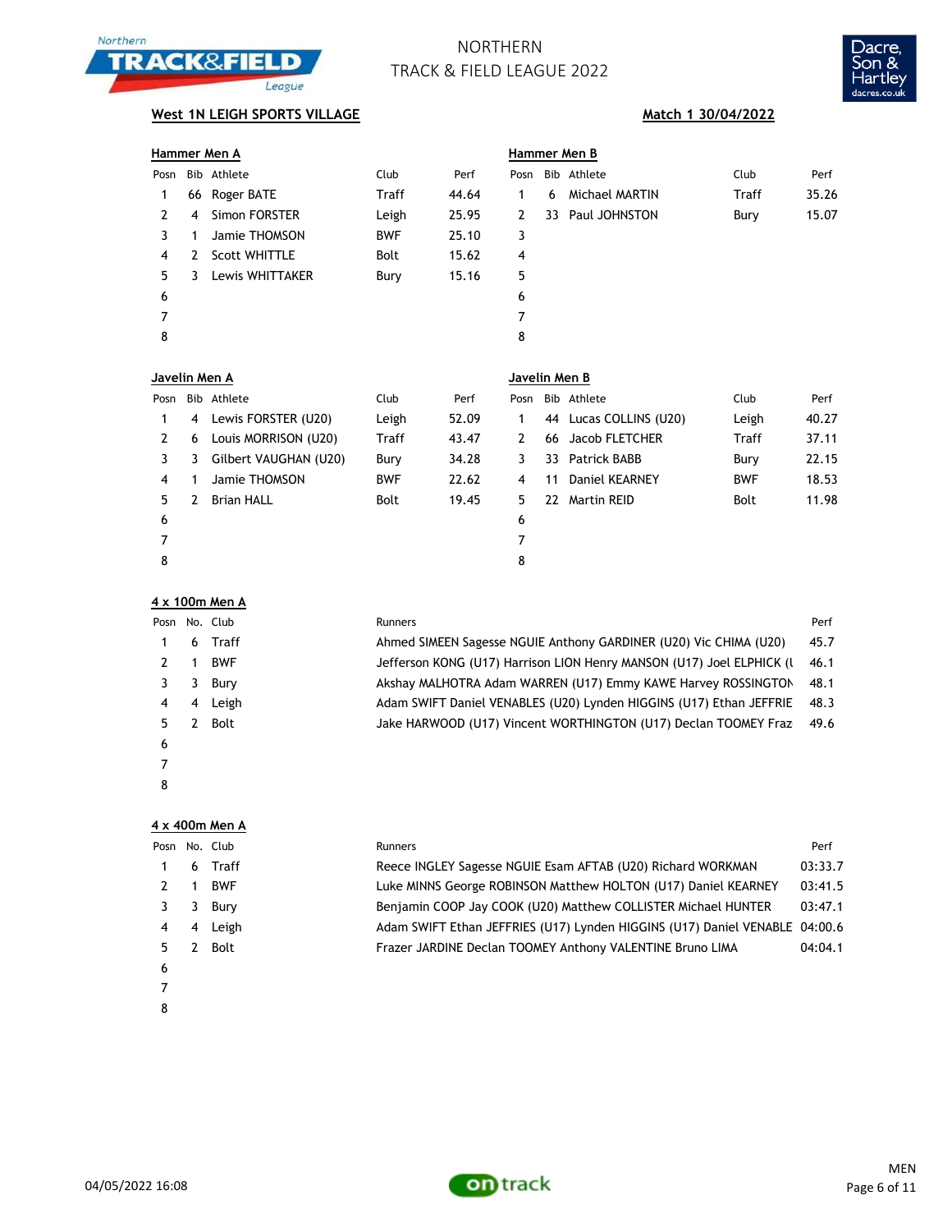# NORTHERN TRACK & FIELD LEAGUE 2022

**West 1N LEIGH SPORTS VILLAGE** — **Match 1 30/04/2022**

### Hammer Men A

| Posn | Bib | Athlete | Club | Perf |
|---|---|---|---|---|
| 1 | 66 | Roger BATE | Traff | 44.64 |
| 2 | 4 | Simon FORSTER | Leigh | 25.95 |
| 3 | 1 | Jamie THOMSON | BWF | 25.10 |
| 4 | 2 | Scott WHITTLE | Bolt | 15.62 |
| 5 | 3 | Lewis WHITTAKER | Bury | 15.16 |
| 6 | | | | |
| 7 | | | | |
| 8 | | | | |

### Hammer Men B

| Posn | Bib | Athlete | Club | Perf |
|---|---|---|---|---|
| 1 | 6 | Michael MARTIN | Traff | 35.26 |
| 2 | 33 | Paul JOHNSTON | Bury | 15.07 |
| 3 | | | | |
| 4 | | | | |
| 5 | | | | |
| 6 | | | | |
| 7 | | | | |
| 8 | | | | |

### Javelin Men A

| Posn | Bib | Athlete | Club | Perf |
|---|---|---|---|---|
| 1 | 4 | Lewis FORSTER (U20) | Leigh | 52.09 |
| 2 | 6 | Louis MORRISON (U20) | Traff | 43.47 |
| 3 | 3 | Gilbert VAUGHAN (U20) | Bury | 34.28 |
| 4 | 1 | Jamie THOMSON | BWF | 22.62 |
| 5 | 2 | Brian HALL | Bolt | 19.45 |
| 6 | | | | |
| 7 | | | | |
| 8 | | | | |

### Javelin Men B

| Posn | Bib | Athlete | Club | Perf |
|---|---|---|---|---|
| 1 | 44 | Lucas COLLINS (U20) | Leigh | 40.27 |
| 2 | 66 | Jacob FLETCHER | Traff | 37.11 |
| 3 | 33 | Patrick BABB | Bury | 22.15 |
| 4 | 11 | Daniel KEARNEY | BWF | 18.53 |
| 5 | 22 | Martin REID | Bolt | 11.98 |
| 6 | | | | |
| 7 | | | | |
| 8 | | | | |

### 4 x 100m Men A

| Posn | No. | Club | Runners | Perf |
|---|---|---|---|---|
| 1 | 6 | Traff | Ahmed SIMEEN Sagesse NGUIE Anthony GARDINER (U20) Vic CHIMA (U20) | 45.7 |
| 2 | 1 | BWF | Jefferson KONG (U17) Harrison LION Henry MANSON (U17) Joel ELPHICK (U | 46.1 |
| 3 | 3 | Bury | Akshay MALHOTRA Adam WARREN (U17) Emmy KAWE Harvey ROSSINGTON | 48.1 |
| 4 | 4 | Leigh | Adam SWIFT Daniel VENABLES (U20) Lynden HIGGINS (U17) Ethan JEFFRIE | 48.3 |
| 5 | 2 | Bolt | Jake HARWOOD (U17) Vincent WORTHINGTON (U17) Declan TOOMEY Fraz | 49.6 |
| 6 | | | | |
| 7 | | | | |
| 8 | | | | |

### 4 x 400m Men A

| Posn | No. | Club | Runners | Perf |
|---|---|---|---|---|
| 1 | 6 | Traff | Reece INGLEY Sagesse NGUIE Esam AFTAB (U20) Richard WORKMAN | 03:33.7 |
| 2 | 1 | BWF | Luke MINNS George ROBINSON Matthew HOLTON (U17) Daniel KEARNEY | 03:41.5 |
| 3 | 3 | Bury | Benjamin COOP Jay COOK (U20) Matthew COLLISTER Michael HUNTER | 03:47.1 |
| 4 | 4 | Leigh | Adam SWIFT Ethan JEFFRIES (U17) Lynden HIGGINS (U17) Daniel VENABLE | 04:00.6 |
| 5 | 2 | Bolt | Frazer JARDINE Declan TOOMEY Anthony VALENTINE Bruno LIMA | 04:04.1 |
| 6 | | | | |
| 7 | | | | |
| 8 | | | | |

04/05/2022 16:08 — MEN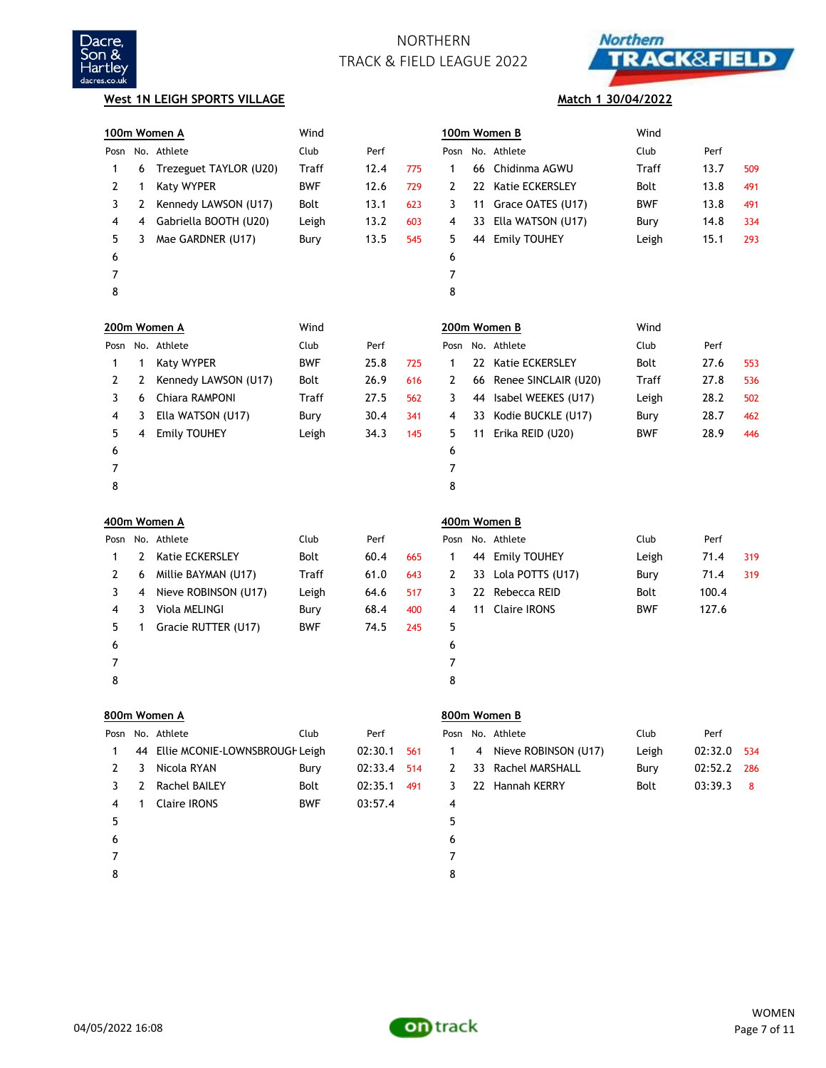NORTHERN
TRACK & FIELD LEAGUE 2022

**West 1N LEIGH SPORTS VILLAGE** — **Match 1 30/04/2022**

### 100m Women A

Wind

| Posn | No. | Athlete | Club | Perf | |
|---|---|---|---|---|---|
| 1 | 6 | Trezeguet TAYLOR (U20) | Traff | 12.4 | 775 |
| 2 | 1 | Katy WYPER | BWF | 12.6 | 729 |
| 3 | 2 | Kennedy LAWSON (U17) | Bolt | 13.1 | 623 |
| 4 | 4 | Gabriella BOOTH (U20) | Leigh | 13.2 | 603 |
| 5 | 3 | Mae GARDNER (U17) | Bury | 13.5 | 545 |
| 6 | | | | | |
| 7 | | | | | |
| 8 | | | | | |

### 100m Women B

Wind

| Posn | No. | Athlete | Club | Perf | |
|---|---|---|---|---|---|
| 1 | 66 | Chidinma AGWU | Traff | 13.7 | 509 |
| 2 | 22 | Katie ECKERSLEY | Bolt | 13.8 | 491 |
| 3 | 11 | Grace OATES (U17) | BWF | 13.8 | 491 |
| 4 | 33 | Ella WATSON (U17) | Bury | 14.8 | 334 |
| 5 | 44 | Emily TOUHEY | Leigh | 15.1 | 293 |
| 6 | | | | | |
| 7 | | | | | |
| 8 | | | | | |

### 200m Women A

Wind

| Posn | No. | Athlete | Club | Perf | |
|---|---|---|---|---|---|
| 1 | 1 | Katy WYPER | BWF | 25.8 | 725 |
| 2 | 2 | Kennedy LAWSON (U17) | Bolt | 26.9 | 616 |
| 3 | 6 | Chiara RAMPONI | Traff | 27.5 | 562 |
| 4 | 3 | Ella WATSON (U17) | Bury | 30.4 | 341 |
| 5 | 4 | Emily TOUHEY | Leigh | 34.3 | 145 |
| 6 | | | | | |
| 7 | | | | | |
| 8 | | | | | |

### 200m Women B

Wind

| Posn | No. | Athlete | Club | Perf | |
|---|---|---|---|---|---|
| 1 | 22 | Katie ECKERSLEY | Bolt | 27.6 | 553 |
| 2 | 66 | Renee SINCLAIR (U20) | Traff | 27.8 | 536 |
| 3 | 44 | Isabel WEEKES (U17) | Leigh | 28.2 | 502 |
| 4 | 33 | Kodie BUCKLE (U17) | Bury | 28.7 | 462 |
| 5 | 11 | Erika REID (U20) | BWF | 28.9 | 446 |
| 6 | | | | | |
| 7 | | | | | |
| 8 | | | | | |

### 400m Women A

| Posn | No. | Athlete | Club | Perf | |
|---|---|---|---|---|---|
| 1 | 2 | Katie ECKERSLEY | Bolt | 60.4 | 665 |
| 2 | 6 | Millie BAYMAN (U17) | Traff | 61.0 | 643 |
| 3 | 4 | Nieve ROBINSON (U17) | Leigh | 64.6 | 517 |
| 4 | 3 | Viola MELINGI | Bury | 68.4 | 400 |
| 5 | 1 | Gracie RUTTER (U17) | BWF | 74.5 | 245 |
| 6 | | | | | |
| 7 | | | | | |
| 8 | | | | | |

### 400m Women B

| Posn | No. | Athlete | Club | Perf | |
|---|---|---|---|---|---|
| 1 | 44 | Emily TOUHEY | Leigh | 71.4 | 319 |
| 2 | 33 | Lola POTTS (U17) | Bury | 71.4 | 319 |
| 3 | 22 | Rebecca REID | Bolt | 100.4 | |
| 4 | 11 | Claire IRONS | BWF | 127.6 | |
| 5 | | | | | |
| 6 | | | | | |
| 7 | | | | | |
| 8 | | | | | |

### 800m Women A

| Posn | No. | Athlete | Club | Perf | |
|---|---|---|---|---|---|
| 1 | 44 | Ellie MCONIE-LOWNSBROUGH | Leigh | 02:30.1 | 561 |
| 2 | 3 | Nicola RYAN | Bury | 02:33.4 | 514 |
| 3 | 2 | Rachel BAILEY | Bolt | 02:35.1 | 491 |
| 4 | 1 | Claire IRONS | BWF | 03:57.4 | |
| 5 | | | | | |
| 6 | | | | | |
| 7 | | | | | |
| 8 | | | | | |

### 800m Women B

| Posn | No. | Athlete | Club | Perf | |
|---|---|---|---|---|---|
| 1 | 4 | Nieve ROBINSON (U17) | Leigh | 02:32.0 | 534 |
| 2 | 33 | Rachel MARSHALL | Bury | 02:52.2 | 286 |
| 3 | 22 | Hannah KERRY | Bolt | 03:39.3 | 8 |
| 4 | | | | | |
| 5 | | | | | |
| 6 | | | | | |
| 7 | | | | | |
| 8 | | | | | |

04/05/2022 16:08

WOMEN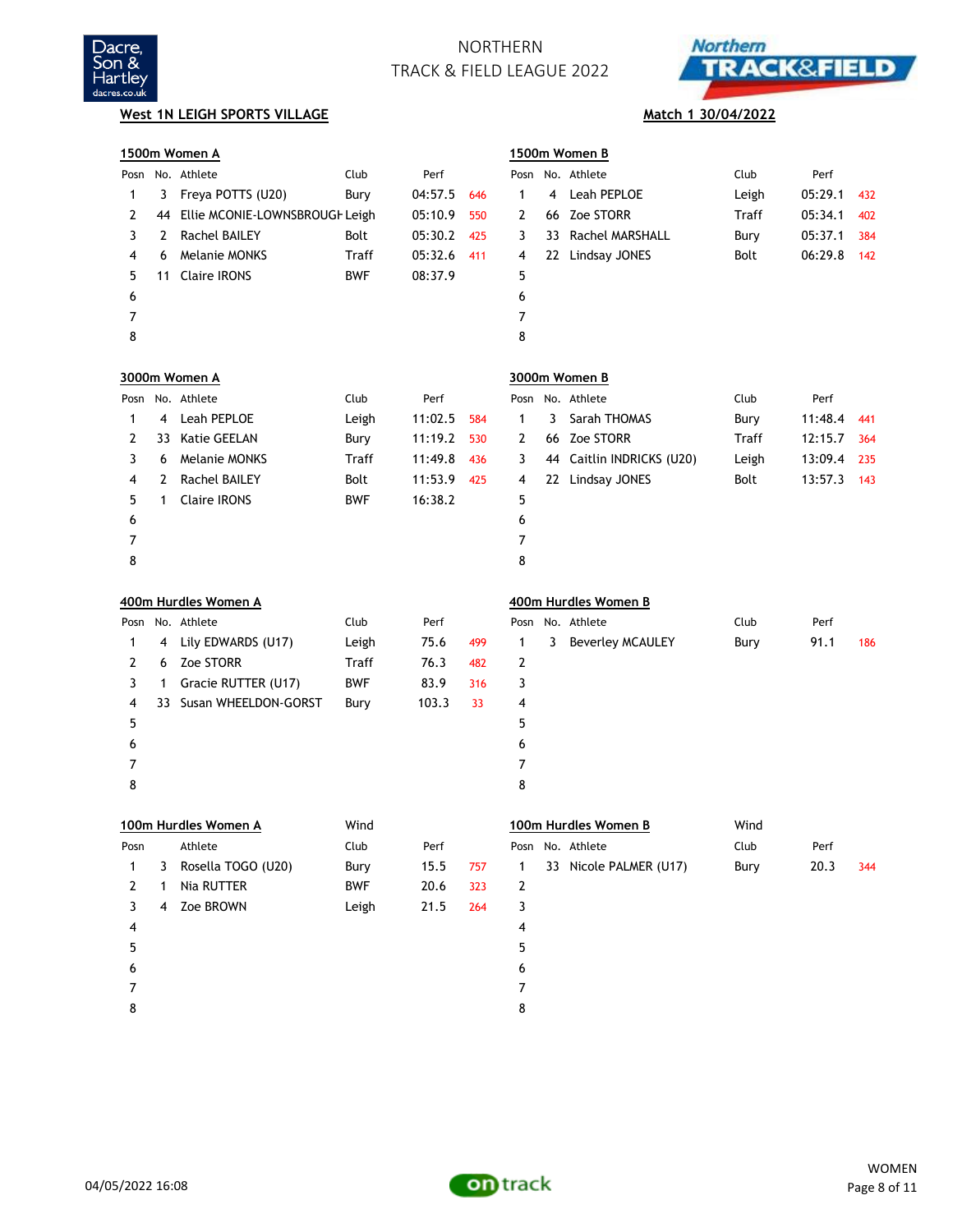NORTHERN
TRACK & FIELD LEAGUE 2022

**West 1N LEIGH SPORTS VILLAGE**

**Match 1 30/04/2022**

**1500m Women A**

| Posn | No. | Athlete | Club | Perf | |
|---|---|---|---|---|---|
| 1 | 3 | Freya POTTS (U20) | Bury | 04:57.5 | 646 |
| 2 | 44 | Ellie MCONIE-LOWNSBROUGH | Leigh | 05:10.9 | 550 |
| 3 | 2 | Rachel BAILEY | Bolt | 05:30.2 | 425 |
| 4 | 6 | Melanie MONKS | Traff | 05:32.6 | 411 |
| 5 | 11 | Claire IRONS | BWF | 08:37.9 | |
| 6 | | | | | |
| 7 | | | | | |
| 8 | | | | | |

**1500m Women B**

| Posn | No. | Athlete | Club | Perf | |
|---|---|---|---|---|---|
| 1 | 4 | Leah PEPLOE | Leigh | 05:29.1 | 432 |
| 2 | 66 | Zoe STORR | Traff | 05:34.1 | 402 |
| 3 | 33 | Rachel MARSHALL | Bury | 05:37.1 | 384 |
| 4 | 22 | Lindsay JONES | Bolt | 06:29.8 | 142 |
| 5 | | | | | |
| 6 | | | | | |
| 7 | | | | | |
| 8 | | | | | |

**3000m Women A**

| Posn | No. | Athlete | Club | Perf | |
|---|---|---|---|---|---|
| 1 | 4 | Leah PEPLOE | Leigh | 11:02.5 | 584 |
| 2 | 33 | Katie GEELAN | Bury | 11:19.2 | 530 |
| 3 | 6 | Melanie MONKS | Traff | 11:49.8 | 436 |
| 4 | 2 | Rachel BAILEY | Bolt | 11:53.9 | 425 |
| 5 | 1 | Claire IRONS | BWF | 16:38.2 | |
| 6 | | | | | |
| 7 | | | | | |
| 8 | | | | | |

**3000m Women B**

| Posn | No. | Athlete | Club | Perf | |
|---|---|---|---|---|---|
| 1 | 3 | Sarah THOMAS | Bury | 11:48.4 | 441 |
| 2 | 66 | Zoe STORR | Traff | 12:15.7 | 364 |
| 3 | 44 | Caitlin INDRICKS (U20) | Leigh | 13:09.4 | 235 |
| 4 | 22 | Lindsay JONES | Bolt | 13:57.3 | 143 |
| 5 | | | | | |
| 6 | | | | | |
| 7 | | | | | |
| 8 | | | | | |

**400m Hurdles Women A**

| Posn | No. | Athlete | Club | Perf | |
|---|---|---|---|---|---|
| 1 | 4 | Lily EDWARDS (U17) | Leigh | 75.6 | 499 |
| 2 | 6 | Zoe STORR | Traff | 76.3 | 482 |
| 3 | 1 | Gracie RUTTER (U17) | BWF | 83.9 | 316 |
| 4 | 33 | Susan WHEELDON-GORST | Bury | 103.3 | 33 |
| 5 | | | | | |
| 6 | | | | | |
| 7 | | | | | |
| 8 | | | | | |

**400m Hurdles Women B**

| Posn | No. | Athlete | Club | Perf | |
|---|---|---|---|---|---|
| 1 | 3 | Beverley MCAULEY | Bury | 91.1 | 186 |
| 2 | | | | | |
| 3 | | | | | |
| 4 | | | | | |
| 5 | | | | | |
| 6 | | | | | |
| 7 | | | | | |
| 8 | | | | | |

**100m Hurdles Women A** Wind

| Posn | | Athlete | Club | Perf | |
|---|---|---|---|---|---|
| 1 | 3 | Rosella TOGO (U20) | Bury | 15.5 | 757 |
| 2 | 1 | Nia RUTTER | BWF | 20.6 | 323 |
| 3 | 4 | Zoe BROWN | Leigh | 21.5 | 264 |
| 4 | | | | | |
| 5 | | | | | |
| 6 | | | | | |
| 7 | | | | | |
| 8 | | | | | |

**100m Hurdles Women B** Wind

| Posn | No. | Athlete | Club | Perf | |
|---|---|---|---|---|---|
| 1 | 33 | Nicole PALMER (U17) | Bury | 20.3 | 344 |
| 2 | | | | | |
| 3 | | | | | |
| 4 | | | | | |
| 5 | | | | | |
| 6 | | | | | |
| 7 | | | | | |
| 8 | | | | | |

04/05/2022 16:08

WOMEN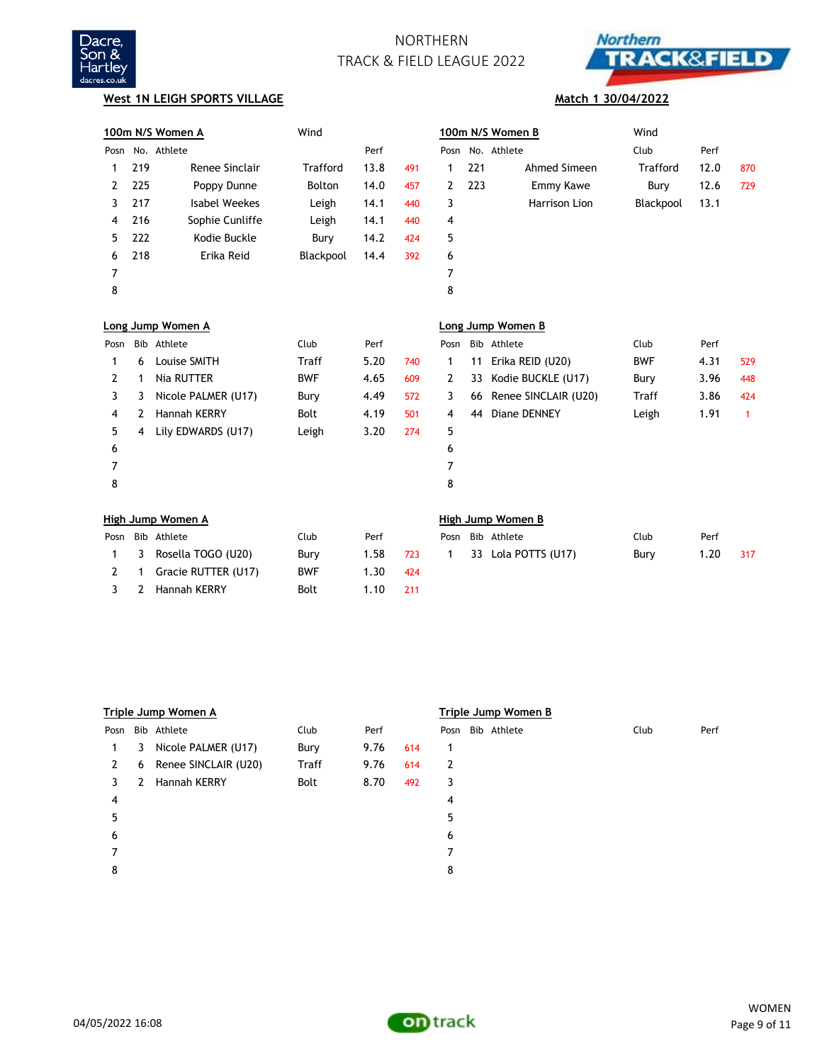# NORTHERN TRACK & FIELD LEAGUE 2022

**West 1N LEIGH SPORTS VILLAGE** — **Match 1 30/04/2022**

### 100m N/S Women A

Wind

| Posn | No. | Athlete | | Perf | |
|---|---|---|---|---|---|
| 1 | 219 | Renee Sinclair | Trafford | 13.8 | 491 |
| 2 | 225 | Poppy Dunne | Bolton | 14.0 | 457 |
| 3 | 217 | Isabel Weekes | Leigh | 14.1 | 440 |
| 4 | 216 | Sophie Cunliffe | Leigh | 14.1 | 440 |
| 5 | 222 | Kodie Buckle | Bury | 14.2 | 424 |
| 6 | 218 | Erika Reid | Blackpool | 14.4 | 392 |
| 7 | | | | | |
| 8 | | | | | |

### 100m N/S Women B

Wind

| Posn | No. | Athlete | Club | Perf | |
|---|---|---|---|---|---|
| 1 | 221 | Ahmed Simeen | Trafford | 12.0 | 870 |
| 2 | 223 | Emmy Kawe | Bury | 12.6 | 729 |
| 3 | | Harrison Lion | Blackpool | 13.1 | |
| 4 | | | | | |
| 5 | | | | | |
| 6 | | | | | |
| 7 | | | | | |
| 8 | | | | | |

### Long Jump Women A

| Posn | Bib | Athlete | Club | Perf | |
|---|---|---|---|---|---|
| 1 | 6 | Louise SMITH | Traff | 5.20 | 740 |
| 2 | 1 | Nia RUTTER | BWF | 4.65 | 609 |
| 3 | 3 | Nicole PALMER (U17) | Bury | 4.49 | 572 |
| 4 | 2 | Hannah KERRY | Bolt | 4.19 | 501 |
| 5 | 4 | Lily EDWARDS (U17) | Leigh | 3.20 | 274 |
| 6 | | | | | |
| 7 | | | | | |
| 8 | | | | | |

### Long Jump Women B

| Posn | Bib | Athlete | Club | Perf | |
|---|---|---|---|---|---|
| 1 | 11 | Erika REID (U20) | BWF | 4.31 | 529 |
| 2 | 33 | Kodie BUCKLE (U17) | Bury | 3.96 | 448 |
| 3 | 66 | Renee SINCLAIR (U20) | Traff | 3.86 | 424 |
| 4 | 44 | Diane DENNEY | Leigh | 1.91 | 1 |
| 5 | | | | | |
| 6 | | | | | |
| 7 | | | | | |
| 8 | | | | | |

### High Jump Women A

| Posn | Bib | Athlete | Club | Perf | |
|---|---|---|---|---|---|
| 1 | 3 | Rosella TOGO (U20) | Bury | 1.58 | 723 |
| 2 | 1 | Gracie RUTTER (U17) | BWF | 1.30 | 424 |
| 3 | 2 | Hannah KERRY | Bolt | 1.10 | 211 |

### High Jump Women B

| Posn | Bib | Athlete | Club | Perf | |
|---|---|---|---|---|---|
| 1 | 33 | Lola POTTS (U17) | Bury | 1.20 | 317 |

### Triple Jump Women A

| Posn | Bib | Athlete | Club | Perf | |
|---|---|---|---|---|---|
| 1 | 3 | Nicole PALMER (U17) | Bury | 9.76 | 614 |
| 2 | 6 | Renee SINCLAIR (U20) | Traff | 9.76 | 614 |
| 3 | 2 | Hannah KERRY | Bolt | 8.70 | 492 |
| 4 | | | | | |
| 5 | | | | | |
| 6 | | | | | |
| 7 | | | | | |
| 8 | | | | | |

### Triple Jump Women B

| Posn | Bib | Athlete | Club | Perf |
|---|---|---|---|---|
| 1 | | | | |
| 2 | | | | |
| 3 | | | | |
| 4 | | | | |
| 5 | | | | |
| 6 | | | | |
| 7 | | | | |
| 8 | | | | |

04/05/2022 16:08

WOMEN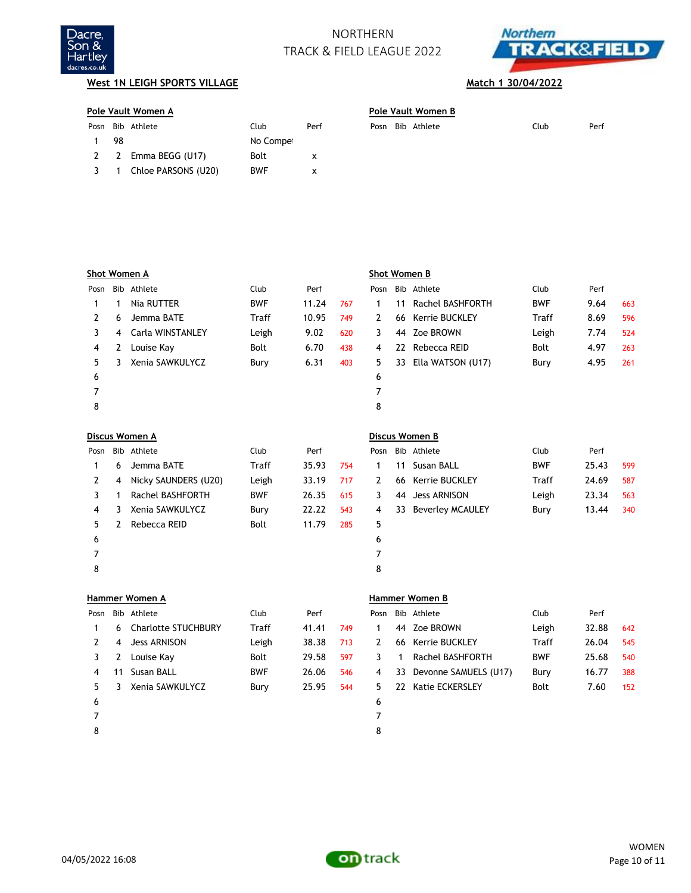NORTHERN
TRACK & FIELD LEAGUE 2022

**West 1N LEIGH SPORTS VILLAGE** — **Match 1 30/04/2022**

### Pole Vault Women A

| Posn | Bib | Athlete | Club | Perf |
|---|---|---|---|---|
| 1 | 98 | | No Compet | |
| 2 | 2 | Emma BEGG (U17) | Bolt | x |
| 3 | 1 | Chloe PARSONS (U20) | BWF | x |

### Pole Vault Women B

| Posn | Bib | Athlete | Club | Perf |
|---|---|---|---|---|

### Shot Women A

| Posn | Bib | Athlete | Club | Perf | |
|---|---|---|---|---|---|
| 1 | 1 | Nia RUTTER | BWF | 11.24 | 767 |
| 2 | 6 | Jemma BATE | Traff | 10.95 | 749 |
| 3 | 4 | Carla WINSTANLEY | Leigh | 9.02 | 620 |
| 4 | 2 | Louise Kay | Bolt | 6.70 | 438 |
| 5 | 3 | Xenia SAWKULYCZ | Bury | 6.31 | 403 |
| 6 | | | | | |
| 7 | | | | | |
| 8 | | | | | |

### Shot Women B

| Posn | Bib | Athlete | Club | Perf | |
|---|---|---|---|---|---|
| 1 | 11 | Rachel BASHFORTH | BWF | 9.64 | 663 |
| 2 | 66 | Kerrie BUCKLEY | Traff | 8.69 | 596 |
| 3 | 44 | Zoe BROWN | Leigh | 7.74 | 524 |
| 4 | 22 | Rebecca REID | Bolt | 4.97 | 263 |
| 5 | 33 | Ella WATSON (U17) | Bury | 4.95 | 261 |
| 6 | | | | | |
| 7 | | | | | |
| 8 | | | | | |

### Discus Women A

| Posn | Bib | Athlete | Club | Perf | |
|---|---|---|---|---|---|
| 1 | 6 | Jemma BATE | Traff | 35.93 | 754 |
| 2 | 4 | Nicky SAUNDERS (U20) | Leigh | 33.19 | 717 |
| 3 | 1 | Rachel BASHFORTH | BWF | 26.35 | 615 |
| 4 | 3 | Xenia SAWKULYCZ | Bury | 22.22 | 543 |
| 5 | 2 | Rebecca REID | Bolt | 11.79 | 285 |
| 6 | | | | | |
| 7 | | | | | |
| 8 | | | | | |

### Discus Women B

| Posn | Bib | Athlete | Club | Perf | |
|---|---|---|---|---|---|
| 1 | 11 | Susan BALL | BWF | 25.43 | 599 |
| 2 | 66 | Kerrie BUCKLEY | Traff | 24.69 | 587 |
| 3 | 44 | Jess ARNISON | Leigh | 23.34 | 563 |
| 4 | 33 | Beverley MCAULEY | Bury | 13.44 | 340 |
| 5 | | | | | |
| 6 | | | | | |
| 7 | | | | | |
| 8 | | | | | |

### Hammer Women A

| Posn | Bib | Athlete | Club | Perf | |
|---|---|---|---|---|---|
| 1 | 6 | Charlotte STUCHBURY | Traff | 41.41 | 749 |
| 2 | 4 | Jess ARNISON | Leigh | 38.38 | 713 |
| 3 | 2 | Louise Kay | Bolt | 29.58 | 597 |
| 4 | 11 | Susan BALL | BWF | 26.06 | 546 |
| 5 | 3 | Xenia SAWKULYCZ | Bury | 25.95 | 544 |
| 6 | | | | | |
| 7 | | | | | |
| 8 | | | | | |

### Hammer Women B

| Posn | Bib | Athlete | Club | Perf | |
|---|---|---|---|---|---|
| 1 | 44 | Zoe BROWN | Leigh | 32.88 | 642 |
| 2 | 66 | Kerrie BUCKLEY | Traff | 26.04 | 545 |
| 3 | 1 | Rachel BASHFORTH | BWF | 25.68 | 540 |
| 4 | 33 | Devonne SAMUELS (U17) | Bury | 16.77 | 388 |
| 5 | 22 | Katie ECKERSLEY | Bolt | 7.60 | 152 |
| 6 | | | | | |
| 7 | | | | | |
| 8 | | | | | |

04/05/2022 16:08 — WOMEN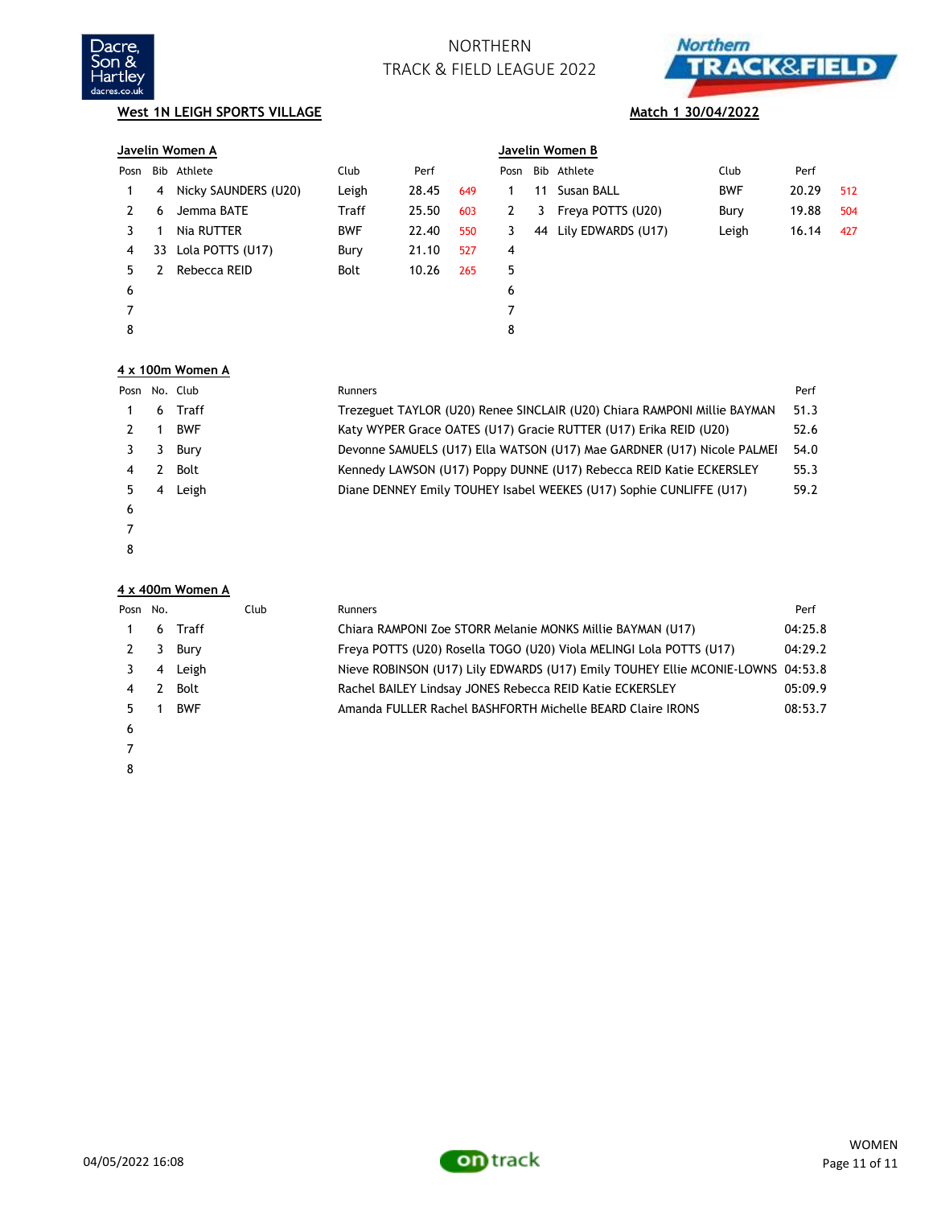# NORTHERN TRACK & FIELD LEAGUE 2022

**West 1N LEIGH SPORTS VILLAGE** — **Match 1 30/04/2022**

**Javelin Women A**

| Posn | Bib | Athlete | Club | Perf | |
|---|---|---|---|---|---|
| 1 | 4 | Nicky SAUNDERS (U20) | Leigh | 28.45 | 649 |
| 2 | 6 | Jemma BATE | Traff | 25.50 | 603 |
| 3 | 1 | Nia RUTTER | BWF | 22.40 | 550 |
| 4 | 33 | Lola POTTS (U17) | Bury | 21.10 | 527 |
| 5 | 2 | Rebecca REID | Bolt | 10.26 | 265 |
| 6 | | | | | |
| 7 | | | | | |
| 8 | | | | | |

**Javelin Women B**

| Posn | Bib | Athlete | Club | Perf | |
|---|---|---|---|---|---|
| 1 | 11 | Susan BALL | BWF | 20.29 | 512 |
| 2 | 3 | Freya POTTS (U20) | Bury | 19.88 | 504 |
| 3 | 44 | Lily EDWARDS (U17) | Leigh | 16.14 | 427 |
| 4 | | | | | |
| 5 | | | | | |
| 6 | | | | | |
| 7 | | | | | |
| 8 | | | | | |

**4 x 100m Women A**

| Posn | No. | Club | Runners | Perf |
|---|---|---|---|---|
| 1 | 6 | Traff | Trezeguet TAYLOR (U20) Renee SINCLAIR (U20) Chiara RAMPONI Millie BAYMAN | 51.3 |
| 2 | 1 | BWF | Katy WYPER Grace OATES (U17) Gracie RUTTER (U17) Erika REID (U20) | 52.6 |
| 3 | 3 | Bury | Devonne SAMUELS (U17) Ella WATSON (U17) Mae GARDNER (U17) Nicole PALMEI | 54.0 |
| 4 | 2 | Bolt | Kennedy LAWSON (U17) Poppy DUNNE (U17) Rebecca REID Katie ECKERSLEY | 55.3 |
| 5 | 4 | Leigh | Diane DENNEY Emily TOUHEY Isabel WEEKES (U17) Sophie CUNLIFFE (U17) | 59.2 |
| 6 | | | | |
| 7 | | | | |
| 8 | | | | |

**4 x 400m Women A**

| Posn | No. | Club | Runners | Perf |
|---|---|---|---|---|
| 1 | 6 | Traff | Chiara RAMPONI Zoe STORR Melanie MONKS Millie BAYMAN (U17) | 04:25.8 |
| 2 | 3 | Bury | Freya POTTS (U20) Rosella TOGO (U20) Viola MELINGI Lola POTTS (U17) | 04:29.2 |
| 3 | 4 | Leigh | Nieve ROBINSON (U17) Lily EDWARDS (U17) Emily TOUHEY Ellie MCONIE-LOWNS | 04:53.8 |
| 4 | 2 | Bolt | Rachel BAILEY Lindsay JONES Rebecca REID Katie ECKERSLEY | 05:09.9 |
| 5 | 1 | BWF | Amanda FULLER Rachel BASHFORTH Michelle BEARD Claire IRONS | 08:53.7 |
| 6 | | | | |
| 7 | | | | |
| 8 | | | | |

04/05/2022 16:08

WOMEN